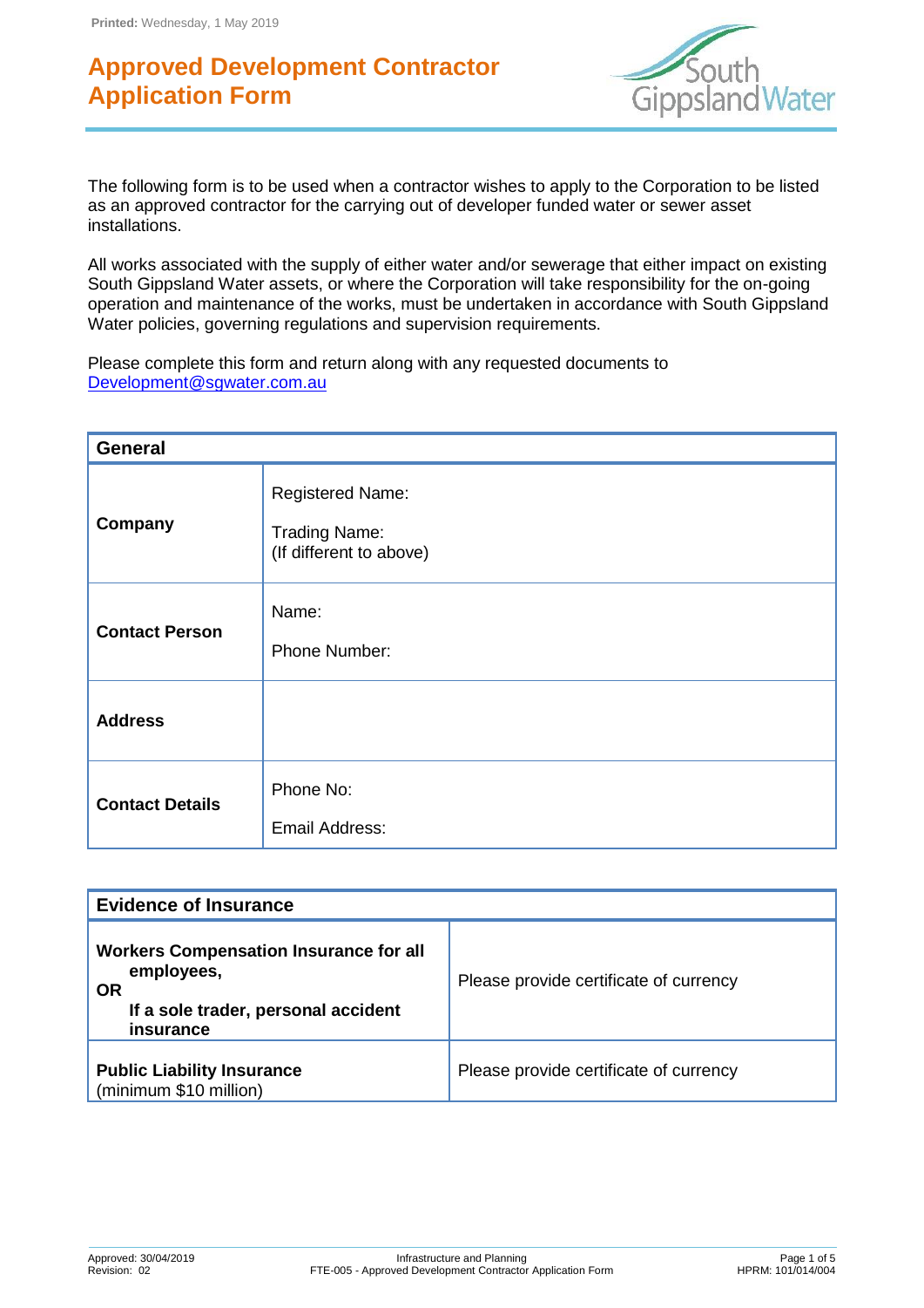# Approved Development Contractor Application Form

The following form is to be used when a contractor wishes to apply to the Corporation to be listed as an approved contractor for the carrying out of developer funded water or sewer asset installations.

All works associated with the supply of either water and/or sewerage that either impact on existing South Gippsland Water assets, or where the Corporation will take responsibility for the on-going operation and maintenance of the works, must be undertaken in accordance with South Gippsland Water policies, governing regulations and supervision requirements.

Please complete this form and return along with any requested documents to Development@sgwater.com.au

| **General** | |
|---|---|
| **Company** | Registered Name:<br><br>Trading Name:<br>(If different to above) |
| **Contact Person** | Name:<br><br>Phone Number: |
| **Address** | |
| **Contact Details** | Phone No:<br><br>Email Address: |

| **Evidence of Insurance** | |
|---|---|
| **Workers Compensation Insurance for all employees,**<br>**OR**<br>**If a sole trader, personal accident insurance** | Please provide certificate of currency |
| **Public Liability Insurance**<br>(minimum $10 million) | Please provide certificate of currency |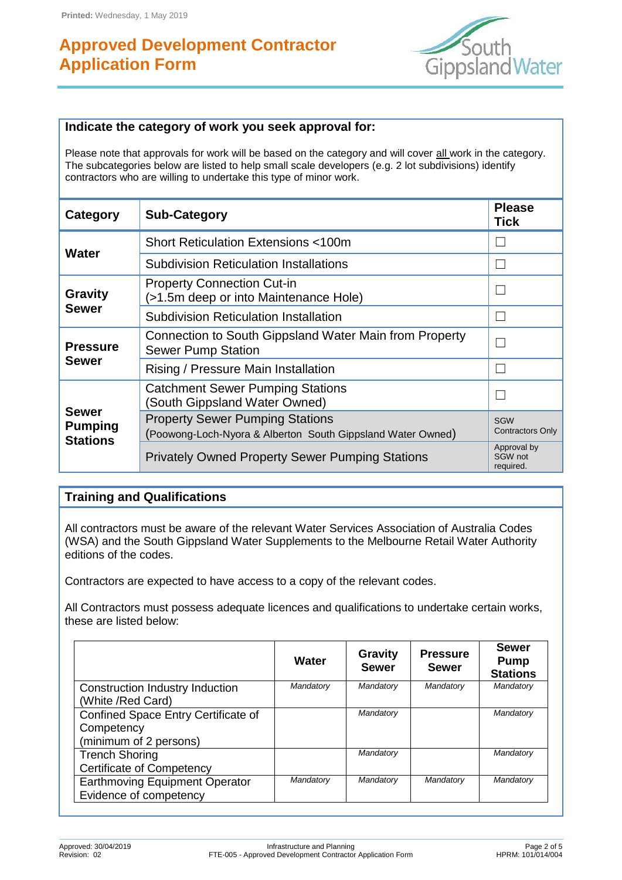# Approved Development Contractor Application Form

## Indicate the category of work you seek approval for:

Please note that approvals for work will be based on the category and will cover all work in the category. The subcategories below are listed to help small scale developers (e.g. 2 lot subdivisions) identify contractors who are willing to undertake this type of minor work.

| Category | Sub-Category | Please Tick |
|---|---|---|
| Water | Short Reticulation Extensions <100m | ☐ |
| | Subdivision Reticulation Installations | ☐ |
| Gravity Sewer | Property Connection Cut-in (>1.5m deep or into Maintenance Hole) | ☐ |
| | Subdivision Reticulation Installation | ☐ |
| Pressure Sewer | Connection to South Gippsland Water Main from Property Sewer Pump Station | ☐ |
| | Rising / Pressure Main Installation | ☐ |
| Sewer Pumping Stations | Catchment Sewer Pumping Stations (South Gippsland Water Owned) | ☐ |
| | Property Sewer Pumping Stations (Poowong-Loch-Nyora & Alberton South Gippsland Water Owned) | SGW Contractors Only |
| | Privately Owned Property Sewer Pumping Stations | Approval by SGW not required. |

## Training and Qualifications

All contractors must be aware of the relevant Water Services Association of Australia Codes (WSA) and the South Gippsland Water Supplements to the Melbourne Retail Water Authority editions of the codes.

Contractors are expected to have access to a copy of the relevant codes.

All Contractors must possess adequate licences and qualifications to undertake certain works, these are listed below:

| | Water | Gravity Sewer | Pressure Sewer | Sewer Pump Stations |
|---|---|---|---|---|
| Construction Industry Induction (White /Red Card) | *Mandatory* | *Mandatory* | *Mandatory* | *Mandatory* |
| Confined Space Entry Certificate of Competency (minimum of 2 persons) | | *Mandatory* | | *Mandatory* |
| Trench Shoring Certificate of Competency | | *Mandatory* | | *Mandatory* |
| Earthmoving Equipment Operator Evidence of competency | *Mandatory* | *Mandatory* | *Mandatory* | *Mandatory* |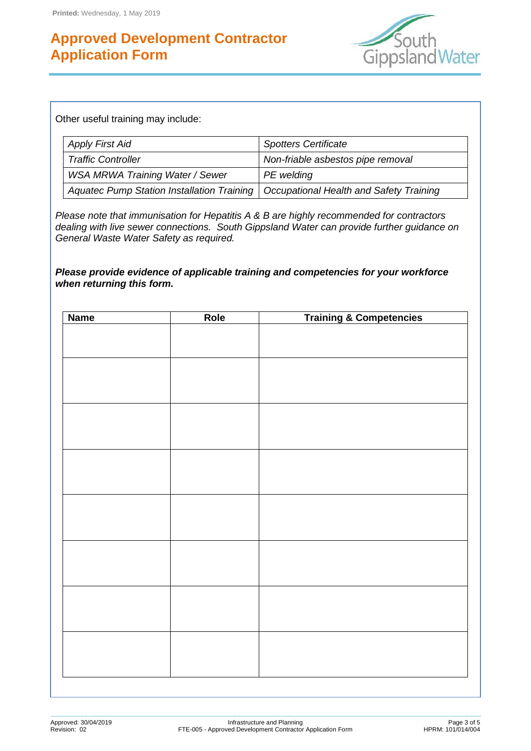Other useful training may include:

| | |
|---|---|
| *Apply First Aid* | *Spotters Certificate* |
| *Traffic Controller* | *Non-friable asbestos pipe removal* |
| *WSA MRWA Training Water / Sewer* | *PE welding* |
| *Aquatec Pump Station Installation Training* | *Occupational Health and Safety Training* |

*Please note that immunisation for Hepatitis A & B are highly recommended for contractors dealing with live sewer connections. South Gippsland Water can provide further guidance on General Waste Water Safety as required.*

***Please provide evidence of applicable training and competencies for your workforce when returning this form.***

| Name | Role | Training & Competencies |
|---|---|---|
| | | |
| | | |
| | | |
| | | |
| | | |
| | | |
| | | |
| | | |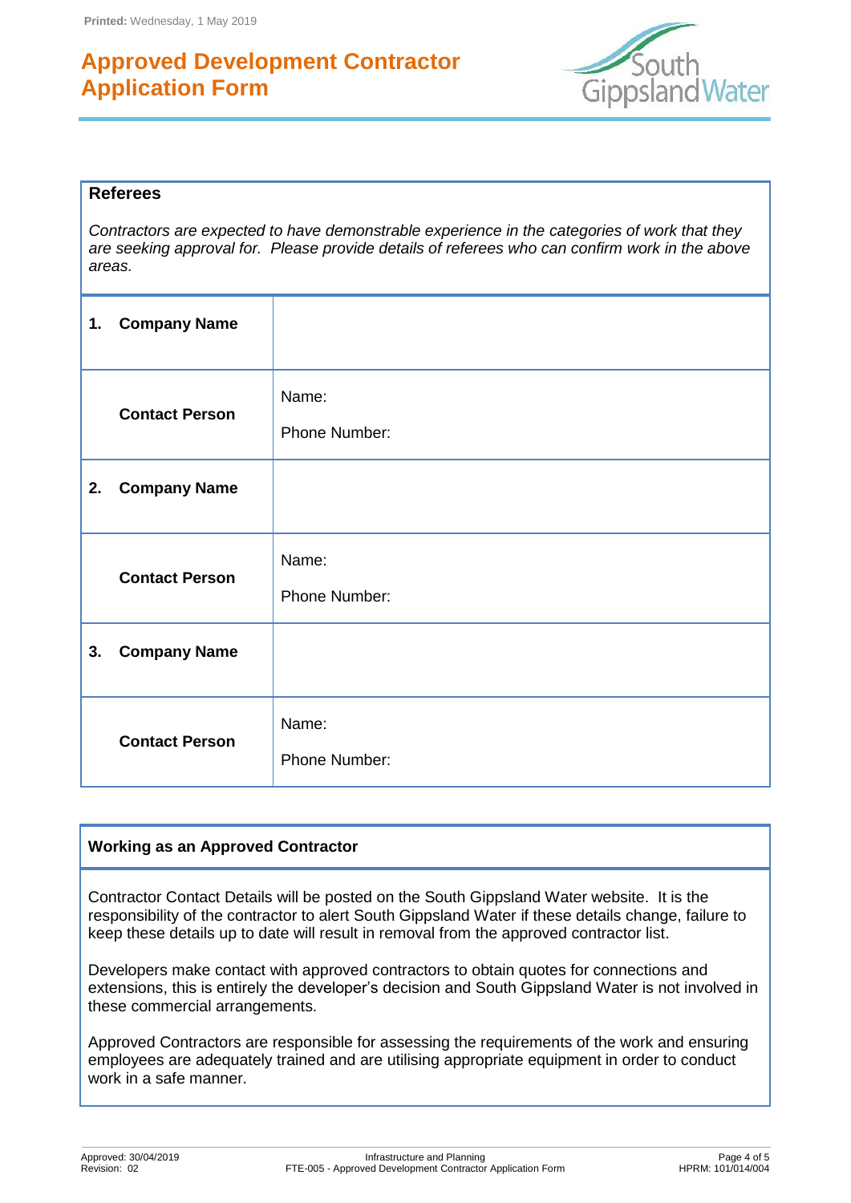Printed: Wednesday, 1 May 2019

# Approved Development Contractor Application Form

## Referees

*Contractors are expected to have demonstrable experience in the categories of work that they are seeking approval for. Please provide details of referees who can confirm work in the above areas.*

| | |
|---|---|
| **1. Company Name** | |
| **Contact Person** | Name:<br>Phone Number: |
| **2. Company Name** | |
| **Contact Person** | Name:<br>Phone Number: |
| **3. Company Name** | |
| **Contact Person** | Name:<br>Phone Number: |

## Working as an Approved Contractor

Contractor Contact Details will be posted on the South Gippsland Water website. It is the responsibility of the contractor to alert South Gippsland Water if these details change, failure to keep these details up to date will result in removal from the approved contractor list.

Developers make contact with approved contractors to obtain quotes for connections and extensions, this is entirely the developer's decision and South Gippsland Water is not involved in these commercial arrangements.

Approved Contractors are responsible for assessing the requirements of the work and ensuring employees are adequately trained and are utilising appropriate equipment in order to conduct work in a safe manner.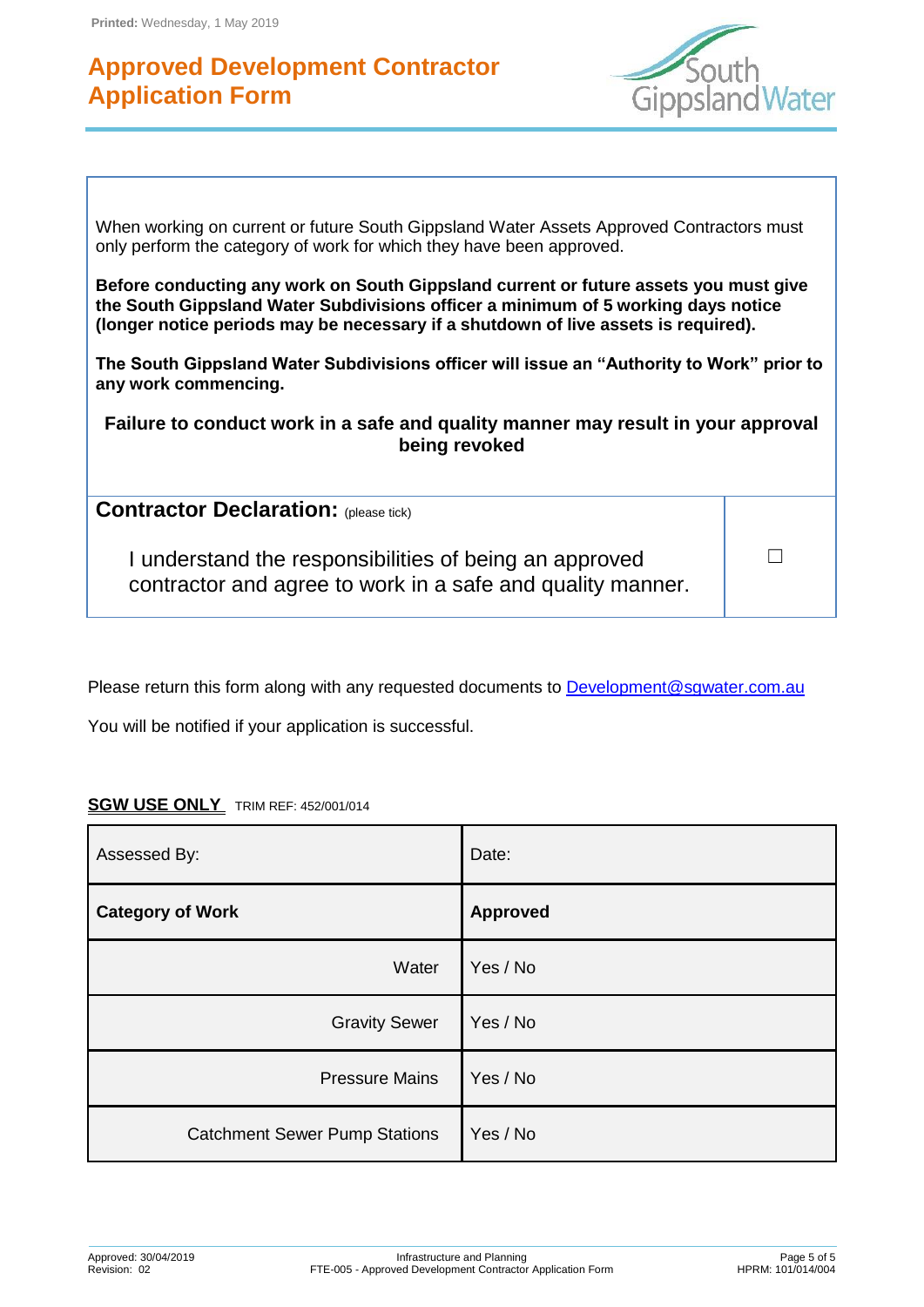When working on current or future South Gippsland Water Assets Approved Contractors must only perform the category of work for which they have been approved.

**Before conducting any work on South Gippsland current or future assets you must give the South Gippsland Water Subdivisions officer a minimum of 5 working days notice (longer notice periods may be necessary if a shutdown of live assets is required).**

**The South Gippsland Water Subdivisions officer will issue an "Authority to Work" prior to any work commencing.**

**Failure to conduct work in a safe and quality manner may result in your approval being revoked**

| **Contractor Declaration:** (please tick) | |
|---|---|
| I understand the responsibilities of being an approved contractor and agree to work in a safe and quality manner. | ☐ |

Please return this form along with any requested documents to [Development@sgwater.com.au](mailto:Development@sgwater.com.au)

You will be notified if your application is successful.

**SGW USE ONLY** TRIM REF: 452/001/014

| | |
|---|---|
| Assessed By: | Date: |
| **Category of Work** | **Approved** |
| Water | Yes / No |
| Gravity Sewer | Yes / No |
| Pressure Mains | Yes / No |
| Catchment Sewer Pump Stations | Yes / No |